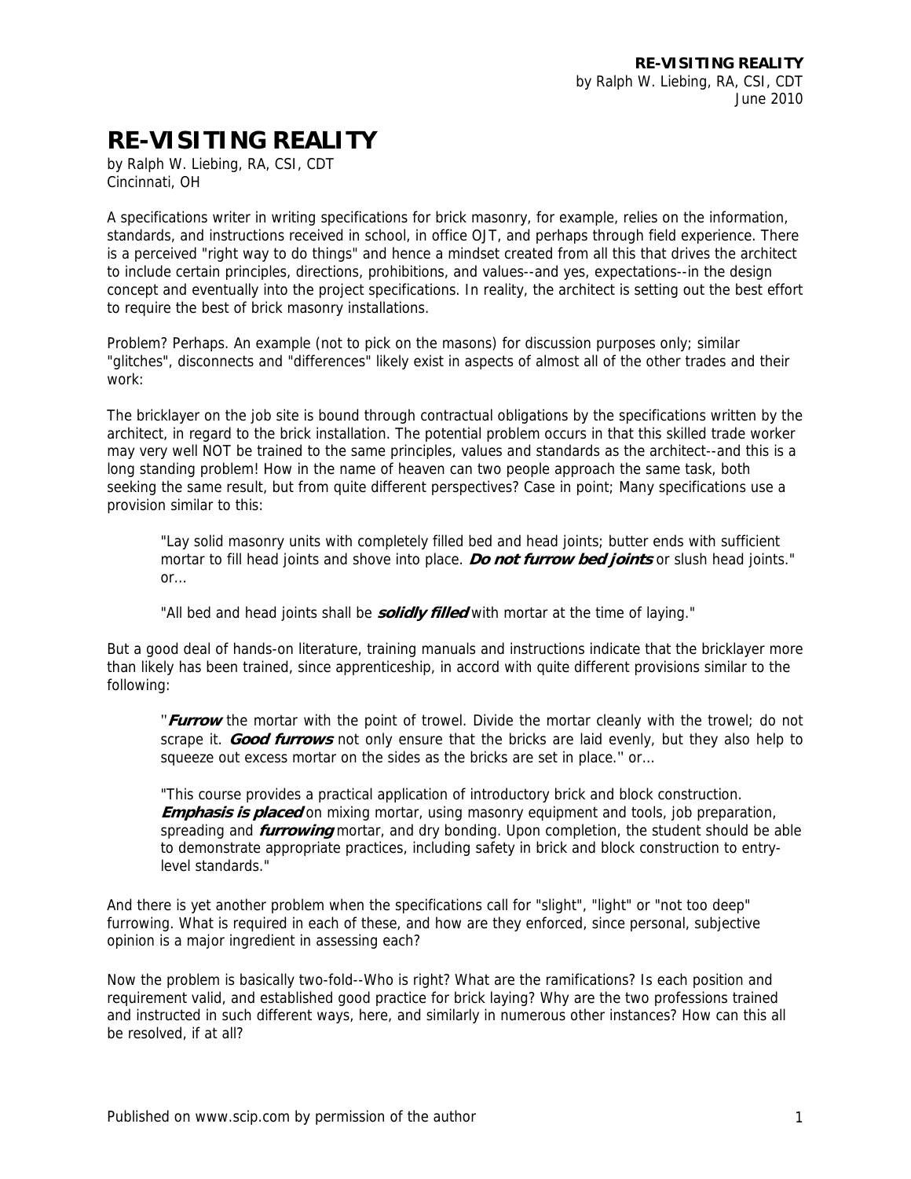# RE-VISITING REALITY

by Ralph W. Liebing, RA, CSI, CDT
Cincinnati, OH

A specifications writer in writing specifications for brick masonry, for example, relies on the information, standards, and instructions received in school, in office OJT, and perhaps through field experience. There is a perceived "right way to do things" and hence a mindset created from all this that drives the architect to include certain principles, directions, prohibitions, and values--and yes, expectations--in the design concept and eventually into the project specifications. In reality, the architect is setting out the best effort to require the best of brick masonry installations.

Problem? Perhaps. An example (not to pick on the masons) for discussion purposes only; similar "glitches", disconnects and "differences" likely exist in aspects of almost all of the other trades and their work:

The bricklayer on the job site is bound through contractual obligations by the specifications written by the architect, in regard to the brick installation. The potential problem occurs in that this skilled trade worker may very well NOT be trained to the same principles, values and standards as the architect--and this is a long standing problem! How in the name of heaven can two people approach the same task, both seeking the same result, but from quite different perspectives? Case in point; Many specifications use a provision similar to this:

> "Lay solid masonry units with completely filled bed and head joints; butter ends with sufficient mortar to fill head joints and shove into place. ***Do not furrow bed joints*** or slush head joints." or...
>
> "All bed and head joints shall be ***solidly filled*** with mortar at the time of laying."

But a good deal of hands-on literature, training manuals and instructions indicate that the bricklayer more than likely has been trained, since apprenticeship, in accord with quite different provisions similar to the following:

> "***Furrow*** the mortar with the point of trowel. Divide the mortar cleanly with the trowel; do not scrape it. ***Good furrows*** not only ensure that the bricks are laid evenly, but they also help to squeeze out excess mortar on the sides as the bricks are set in place." or...
>
> "This course provides a practical application of introductory brick and block construction. ***Emphasis is placed*** on mixing mortar, using masonry equipment and tools, job preparation, spreading and ***furrowing*** mortar, and dry bonding. Upon completion, the student should be able to demonstrate appropriate practices, including safety in brick and block construction to entry-level standards."

And there is yet another problem when the specifications call for "slight", "light" or "not too deep" furrowing. What is required in each of these, and how are they enforced, since personal, subjective opinion is a major ingredient in assessing each?

Now the problem is basically two-fold--Who is right? What are the ramifications? Is each position and requirement valid, and established good practice for brick laying? Why are the two professions trained and instructed in such different ways, here, and similarly in numerous other instances? How can this all be resolved, if at all?

Published on www.scip.com by permission of the author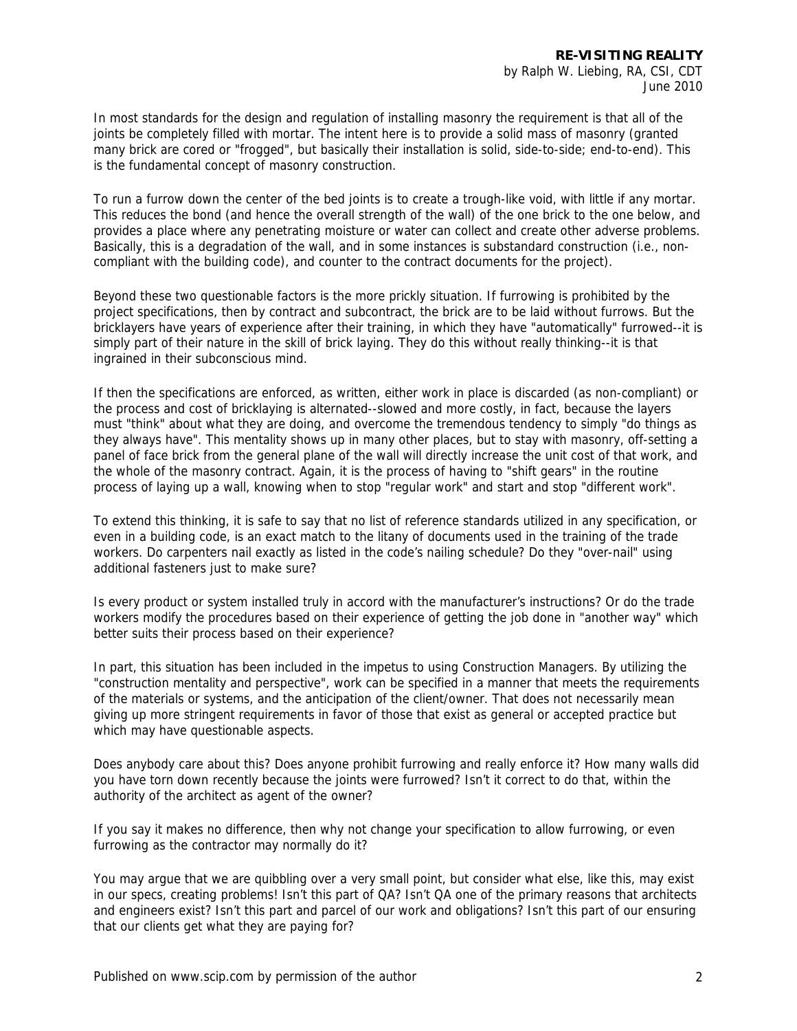In most standards for the design and regulation of installing masonry the requirement is that all of the joints be completely filled with mortar. The intent here is to provide a solid mass of masonry (granted many brick are cored or "frogged", but basically their installation is solid, side-to-side; end-to-end). This is the fundamental concept of masonry construction.

To run a furrow down the center of the bed joints is to create a trough-like void, with little if any mortar. This reduces the bond (and hence the overall strength of the wall) of the one brick to the one below, and provides a place where any penetrating moisture or water can collect and create other adverse problems. Basically, this is a degradation of the wall, and in some instances is substandard construction (i.e., non-compliant with the building code), and counter to the contract documents for the project).

Beyond these two questionable factors is the more prickly situation. If furrowing is prohibited by the project specifications, then by contract and subcontract, the brick are to be laid without furrows. But the bricklayers have years of experience after their training, in which they have "automatically" furrowed--it is simply part of their nature in the skill of brick laying. They do this without really thinking--it is that ingrained in their subconscious mind.

If then the specifications are enforced, as written, either work in place is discarded (as non-compliant) or the process and cost of bricklaying is alternated--slowed and more costly, in fact, because the layers must "think" about what they are doing, and overcome the tremendous tendency to simply "do things as they always have". This mentality shows up in many other places, but to stay with masonry, off-setting a panel of face brick from the general plane of the wall will directly increase the unit cost of that work, and the whole of the masonry contract. Again, it is the process of having to "shift gears" in the routine process of laying up a wall, knowing when to stop "regular work" and start and stop "different work".

To extend this thinking, it is safe to say that no list of reference standards utilized in any specification, or even in a building code, is an exact match to the litany of documents used in the training of the trade workers. Do carpenters nail exactly as listed in the code's nailing schedule? Do they "over-nail" using additional fasteners just to make sure?

Is every product or system installed truly in accord with the manufacturer's instructions? Or do the trade workers modify the procedures based on their experience of getting the job done in "another way" which better suits their process based on their experience?

In part, this situation has been included in the impetus to using Construction Managers. By utilizing the "construction mentality and perspective", work can be specified in a manner that meets the requirements of the materials or systems, and the anticipation of the client/owner. That does not necessarily mean giving up more stringent requirements in favor of those that exist as general or accepted practice but which may have questionable aspects.

Does anybody care about this? Does anyone prohibit furrowing and really enforce it? How many walls did you have torn down recently because the joints were furrowed? Isn't it correct to do that, within the authority of the architect as agent of the owner?

If you say it makes no difference, then why not change your specification to allow furrowing, or even furrowing as the contractor may normally do it?

You may argue that we are quibbling over a very small point, but consider what else, like this, may exist in our specs, creating problems! Isn't this part of QA? Isn't QA one of the primary reasons that architects and engineers exist? Isn't this part and parcel of our work and obligations? Isn't this part of our ensuring that our clients get what they are paying for?

Published on www.scip.com by permission of the author